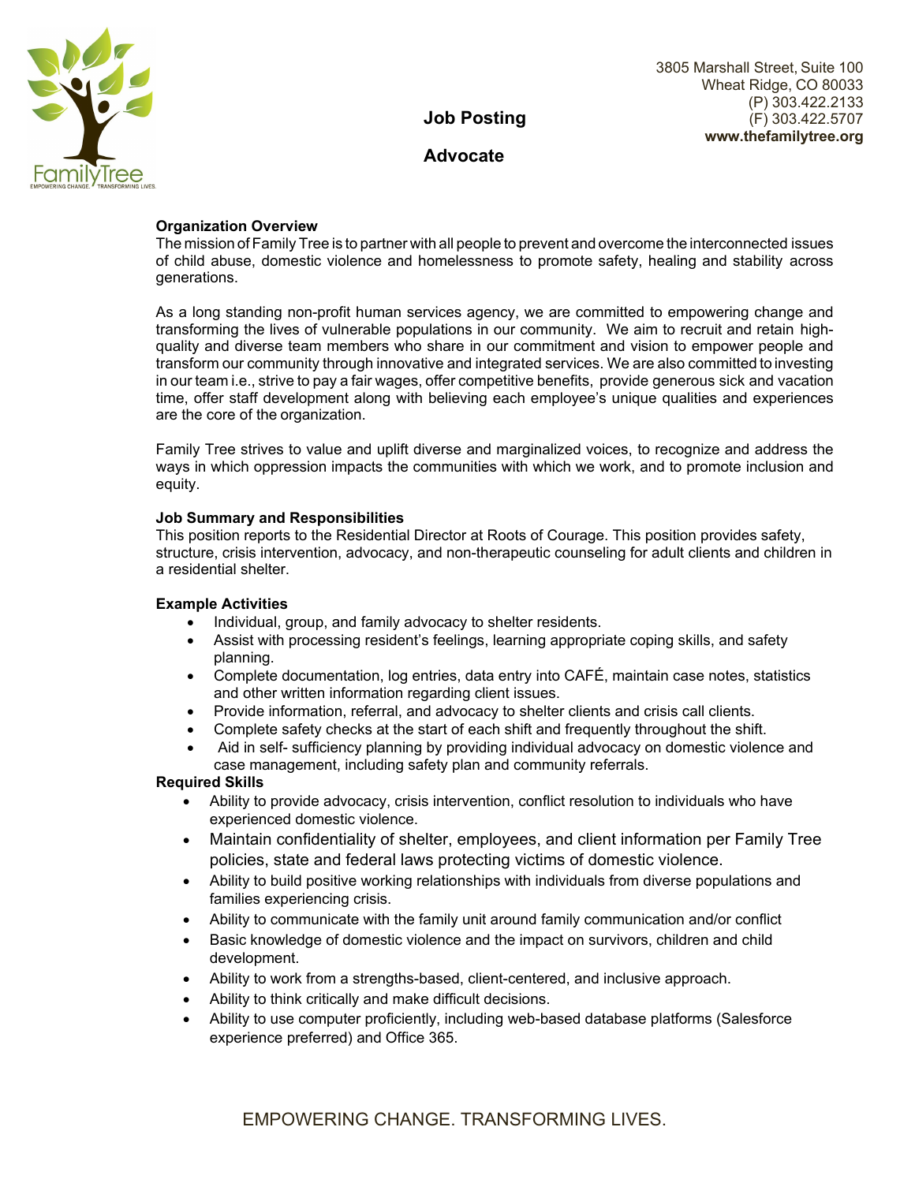FamilyTree
EMPOWERING CHANGE. TRANSFORMING LIVES.

3805 Marshall Street, Suite 100
Wheat Ridge, CO 80033
(P) 303.422.2133
(F) 303.422.5707
**www.thefamilytree.org**

# Job Posting

# Advocate

## Organization Overview

The mission of Family Tree is to partner with all people to prevent and overcome the interconnected issues of child abuse, domestic violence and homelessness to promote safety, healing and stability across generations.

As a long standing non-profit human services agency, we are committed to empowering change and transforming the lives of vulnerable populations in our community. We aim to recruit and retain high-quality and diverse team members who share in our commitment and vision to empower people and transform our community through innovative and integrated services. We are also committed to investing in our team i.e., strive to pay a fair wages, offer competitive benefits, provide generous sick and vacation time, offer staff development along with believing each employee's unique qualities and experiences are the core of the organization.

Family Tree strives to value and uplift diverse and marginalized voices, to recognize and address the ways in which oppression impacts the communities with which we work, and to promote inclusion and equity.

## Job Summary and Responsibilities

This position reports to the Residential Director at Roots of Courage. This position provides safety, structure, crisis intervention, advocacy, and non-therapeutic counseling for adult clients and children in a residential shelter.

## Example Activities

- Individual, group, and family advocacy to shelter residents.
- Assist with processing resident's feelings, learning appropriate coping skills, and safety planning.
- Complete documentation, log entries, data entry into CAFÉ, maintain case notes, statistics and other written information regarding client issues.
- Provide information, referral, and advocacy to shelter clients and crisis call clients.
- Complete safety checks at the start of each shift and frequently throughout the shift.
- Aid in self- sufficiency planning by providing individual advocacy on domestic violence and case management, including safety plan and community referrals.

## Required Skills

- Ability to provide advocacy, crisis intervention, conflict resolution to individuals who have experienced domestic violence.
- Maintain confidentiality of shelter, employees, and client information per Family Tree policies, state and federal laws protecting victims of domestic violence.
- Ability to build positive working relationships with individuals from diverse populations and families experiencing crisis.
- Ability to communicate with the family unit around family communication and/or conflict
- Basic knowledge of domestic violence and the impact on survivors, children and child development.
- Ability to work from a strengths-based, client-centered, and inclusive approach.
- Ability to think critically and make difficult decisions.
- Ability to use computer proficiently, including web-based database platforms (Salesforce experience preferred) and Office 365.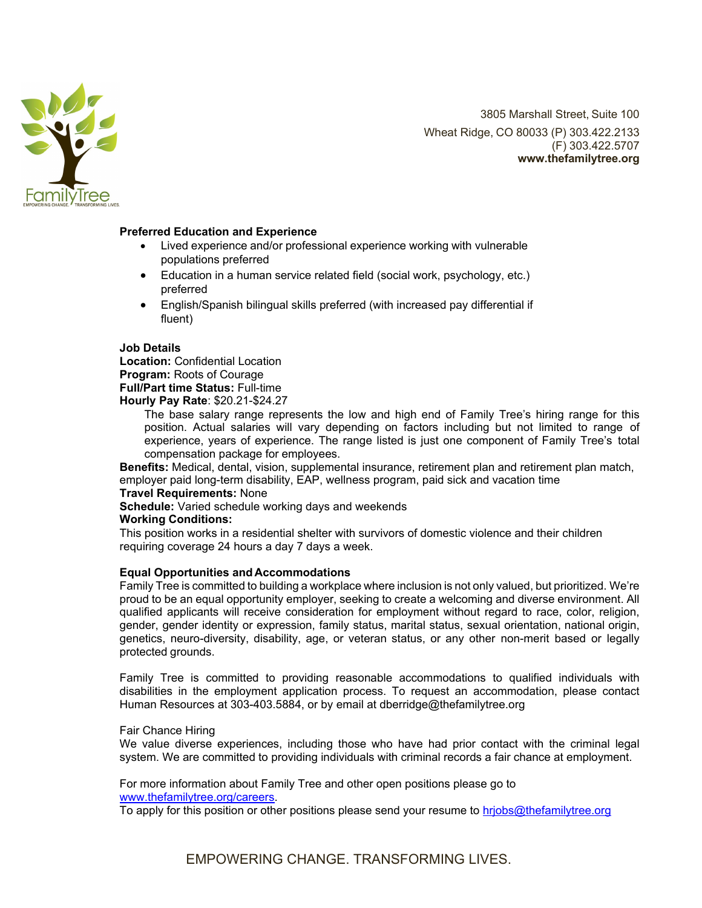3805 Marshall Street, Suite 100
Wheat Ridge, CO 80033 (P) 303.422.2133
(F) 303.422.5707
**www.thefamilytree.org**

**Preferred Education and Experience**

- Lived experience and/or professional experience working with vulnerable populations preferred
- Education in a human service related field (social work, psychology, etc.) preferred
- English/Spanish bilingual skills preferred (with increased pay differential if fluent)

**Job Details**
**Location:** Confidential Location
**Program:** Roots of Courage
**Full/Part time Status:** Full-time
**Hourly Pay Rate**: $20.21-$24.27

The base salary range represents the low and high end of Family Tree's hiring range for this position. Actual salaries will vary depending on factors including but not limited to range of experience, years of experience. The range listed is just one component of Family Tree's total compensation package for employees.

**Benefits:** Medical, dental, vision, supplemental insurance, retirement plan and retirement plan match, employer paid long-term disability, EAP, wellness program, paid sick and vacation time
**Travel Requirements:** None
**Schedule:** Varied schedule working days and weekends
**Working Conditions:**
This position works in a residential shelter with survivors of domestic violence and their children requiring coverage 24 hours a day 7 days a week.

**Equal Opportunities and Accommodations**
Family Tree is committed to building a workplace where inclusion is not only valued, but prioritized. We're proud to be an equal opportunity employer, seeking to create a welcoming and diverse environment. All qualified applicants will receive consideration for employment without regard to race, color, religion, gender, gender identity or expression, family status, marital status, sexual orientation, national origin, genetics, neuro-diversity, disability, age, or veteran status, or any other non-merit based or legally protected grounds.

Family Tree is committed to providing reasonable accommodations to qualified individuals with disabilities in the employment application process. To request an accommodation, please contact Human Resources at 303-403.5884, or by email at dberridge@thefamilytree.org

Fair Chance Hiring
We value diverse experiences, including those who have had prior contact with the criminal legal system. We are committed to providing individuals with criminal records a fair chance at employment.

For more information about Family Tree and other open positions please go to www.thefamilytree.org/careers.
To apply for this position or other positions please send your resume to hrjobs@thefamilytree.org